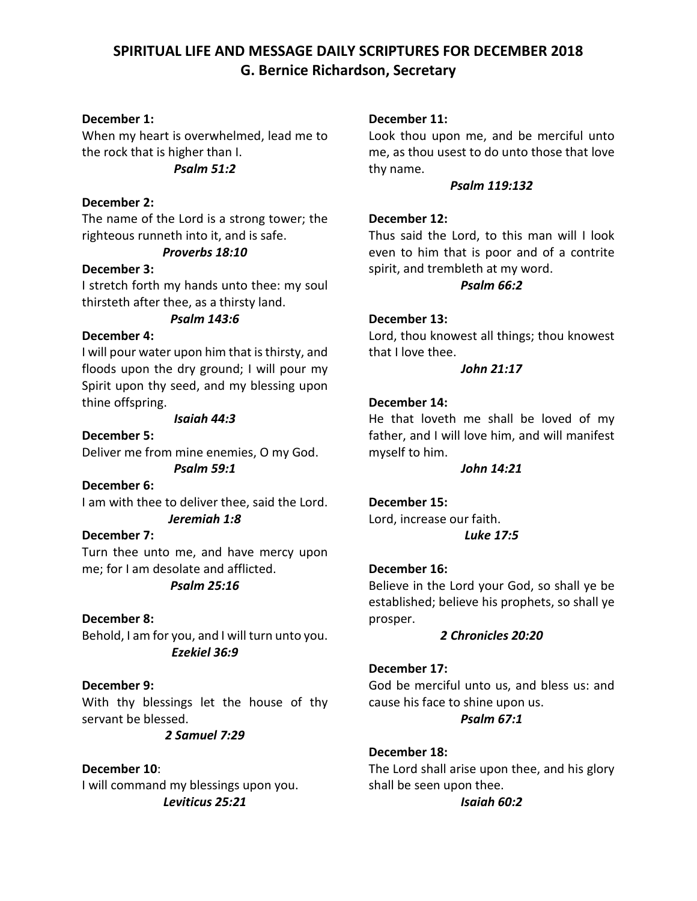# SPIRITUAL LIFE AND MESSAGE DAILY SCRIPTURES FOR DECEMBER 2018
## G. Bernice Richardson, Secretary

**December 1:**
When my heart is overwhelmed, lead me to the rock that is higher than I.
***Psalm 51:2***

**December 2:**
The name of the Lord is a strong tower; the righteous runneth into it, and is safe.
***Proverbs 18:10***

**December 3:**
I stretch forth my hands unto thee: my soul thirsteth after thee, as a thirsty land.
***Psalm 143:6***

**December 4:**
I will pour water upon him that is thirsty, and floods upon the dry ground; I will pour my Spirit upon thy seed, and my blessing upon thine offspring.
***Isaiah 44:3***

**December 5:**
Deliver me from mine enemies, O my God.
***Psalm 59:1***

**December 6:**
I am with thee to deliver thee, said the Lord.
***Jeremiah 1:8***

**December 7:**
Turn thee unto me, and have mercy upon me; for I am desolate and afflicted.
***Psalm 25:16***

**December 8:**
Behold, I am for you, and I will turn unto you.
***Ezekiel 36:9***

**December 9:**
With thy blessings let the house of thy servant be blessed.
***2 Samuel 7:29***

**December 10**:
I will command my blessings upon you.
***Leviticus 25:21***

**December 11:**
Look thou upon me, and be merciful unto me, as thou usest to do unto those that love thy name.
***Psalm 119:132***

**December 12:**
Thus said the Lord, to this man will I look even to him that is poor and of a contrite spirit, and trembleth at my word.
***Psalm 66:2***

**December 13:**
Lord, thou knowest all things; thou knowest that I love thee.
***John 21:17***

**December 14:**
He that loveth me shall be loved of my father, and I will love him, and will manifest myself to him.
***John 14:21***

**December 15:**
Lord, increase our faith.
***Luke 17:5***

**December 16:**
Believe in the Lord your God, so shall ye be established; believe his prophets, so shall ye prosper.
***2 Chronicles 20:20***

**December 17:**
God be merciful unto us, and bless us: and cause his face to shine upon us.
***Psalm 67:1***

**December 18:**
The Lord shall arise upon thee, and his glory shall be seen upon thee.
***Isaiah 60:2***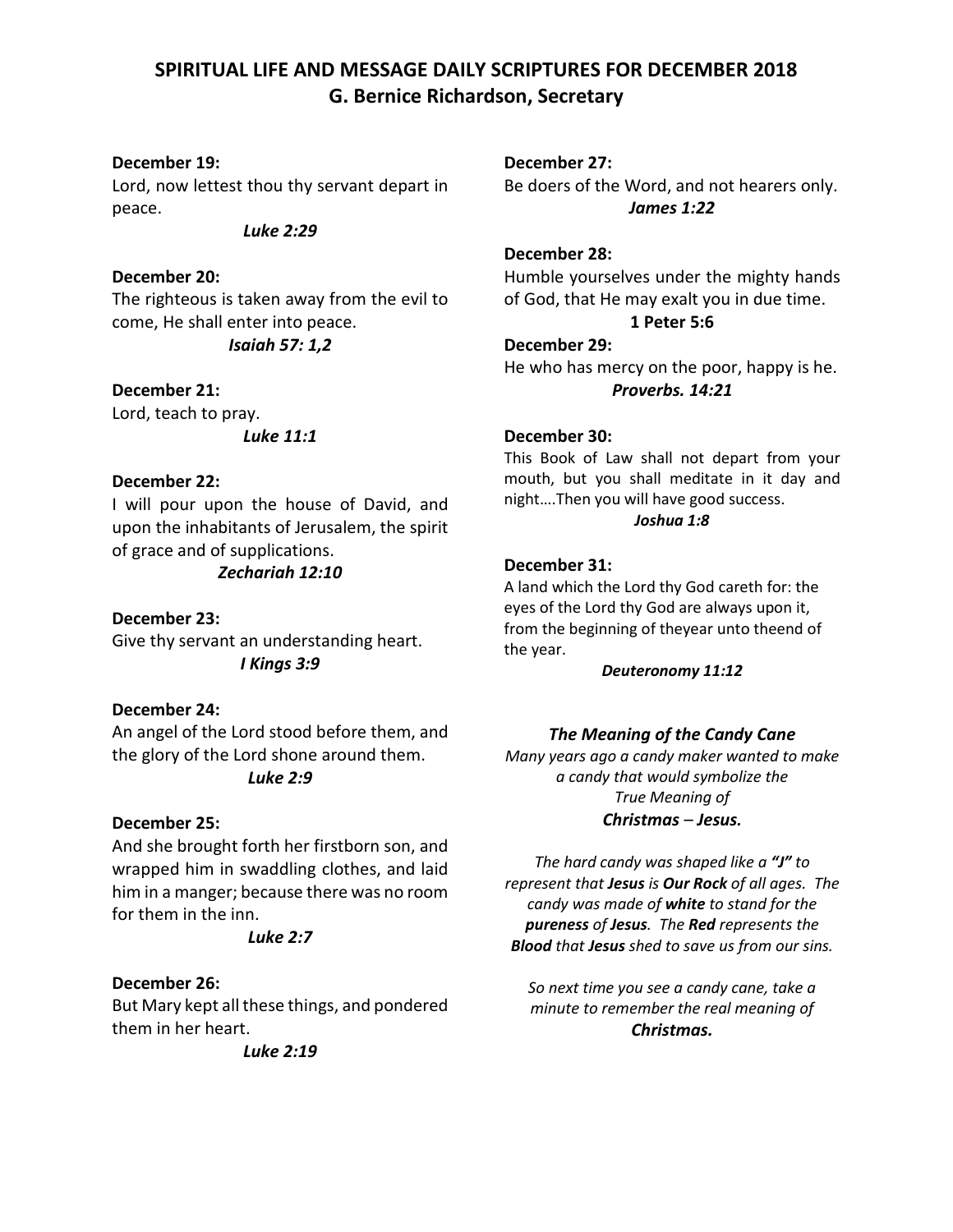# SPIRITUAL LIFE AND MESSAGE DAILY SCRIPTURES FOR DECEMBER 2018
## G. Bernice Richardson, Secretary

**December 19:**
Lord, now lettest thou thy servant depart in peace.
***Luke 2:29***

**December 20:**
The righteous is taken away from the evil to come, He shall enter into peace.
***Isaiah 57: 1,2***

**December 21:**
Lord, teach to pray.
***Luke 11:1***

**December 22:**
I will pour upon the house of David, and upon the inhabitants of Jerusalem, the spirit of grace and of supplications.
***Zechariah 12:10***

**December 23:**
Give thy servant an understanding heart.
***I Kings 3:9***

**December 24:**
An angel of the Lord stood before them, and the glory of the Lord shone around them.
***Luke 2:9***

**December 25:**
And she brought forth her firstborn son, and wrapped him in swaddling clothes, and laid him in a manger; because there was no room for them in the inn.
***Luke 2:7***

**December 26:**
But Mary kept all these things, and pondered them in her heart.
***Luke 2:19***

**December 27:**
Be doers of the Word, and not hearers only.
***James 1:22***

**December 28:**
Humble yourselves under the mighty hands of God, that He may exalt you in due time.
**1 Peter 5:6**

**December 29:**
He who has mercy on the poor, happy is he.
***Proverbs. 14:21***

**December 30:**
This Book of Law shall not depart from your mouth, but you shall meditate in it day and night….Then you will have good success.
***Joshua 1:8***

**December 31:**
A land which the Lord thy God careth for: the eyes of the Lord thy God are always upon it, from the beginning of theyear unto theend of the year.
***Deuteronomy 11:12***

### *The Meaning of the Candy Cane*

*Many years ago a candy maker wanted to make a candy that would symbolize the True Meaning of* ***Christmas – Jesus.***

*The hard candy was shaped like a **"J"** to represent that **Jesus** is **Our Rock** of all ages. The candy was made of **white** to stand for the **pureness** of **Jesus**. The **Red** represents the **Blood** that **Jesus** shed to save us from our sins.*

*So next time you see a candy cane, take a minute to remember the real meaning of* ***Christmas.***